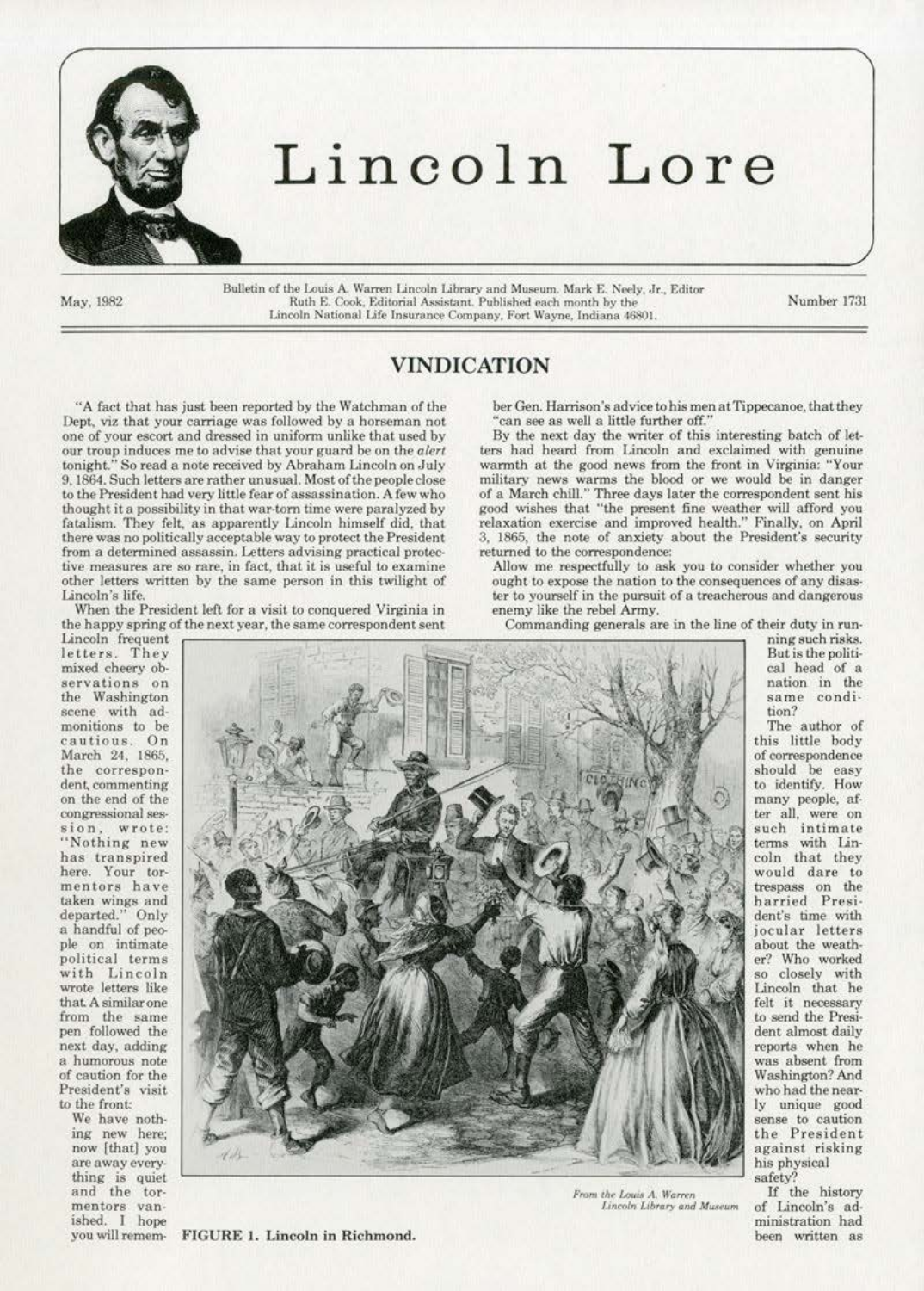# Lincoln Lore

May, 1982

Bulletin of the Louis A. Warren Lincoln Library and Museum. Mark E. Neely, Jr., Editor
Ruth E. Cook, Editorial Assistant. Published each month by the
Lincoln National Life Insurance Company, Fort Wayne, Indiana 46801.

Number 1731

## VINDICATION

"A fact that has just been reported by the Watchman of the Dept, viz that your carriage was followed by a horseman not one of your escort and dressed in uniform unlike that used by our troup induces me to advise that your guard be on the *alert* tonight." So read a note received by Abraham Lincoln on July 9, 1864. Such letters are rather unusual. Most of the people close to the President had very little fear of assassination. A few who thought it a possibility in that war-torn time were paralyzed by fatalism. They felt, as apparently Lincoln himself did, that there was no politically acceptable way to protect the President from a determined assassin. Letters advising practical protective measures are so rare, in fact, that it is useful to examine other letters written by the same person in this twilight of Lincoln's life.

When the President left for a visit to conquered Virginia in the happy spring of the next year, the same correspondent sent Lincoln frequent letters. They mixed cheery observations on the Washington scene with admonitions to be cautious. On March 24, 1865, the correspondent, commenting on the end of the congressional session, wrote: "Nothing new has transpired here. Your tormentors have taken wings and departed." Only a handful of people on intimate political terms with Lincoln wrote letters like that. A similar one from the same pen followed the next day, adding a humorous note of caution for the President's visit to the front:

> We have nothing new here; now [that] you are away everything is quiet and the tormentors vanished. I hope you will remember Gen. Harrison's advice to his men at Tippecanoe, that they "can see as well a little further off."

By the next day the writer of this interesting batch of letters had heard from Lincoln and exclaimed with genuine warmth at the good news from the front in Virginia: "Your military news warms the blood or we would be in danger of a March chill." Three days later the correspondent sent his good wishes that "the present fine weather will afford you relaxation exercise and improved health." Finally, on April 3, 1865, the note of anxiety about the President's security returned to the correspondence:

> Allow me respectfully to ask you to consider whether you ought to expose the nation to the consequences of any disaster to yourself in the pursuit of a treacherous and dangerous enemy like the rebel Army.
>
> Commanding generals are in the line of their duty in running such risks. But is the political head of a nation in the same condition?

The author of this little body of correspondence should be easy to identify. How many people, after all, were on such intimate terms with Lincoln that they would dare to trespass on the harried President's time with jocular letters about the weather? Who worked so closely with Lincoln that he felt it necessary to send the President almost daily reports when he was absent from Washington? And who had the nearly unique good sense to caution the President against risking his physical safety?

From the Louis A. Warren Lincoln Library and Museum

FIGURE 1. Lincoln in Richmond.

If the history of Lincoln's administration had been written as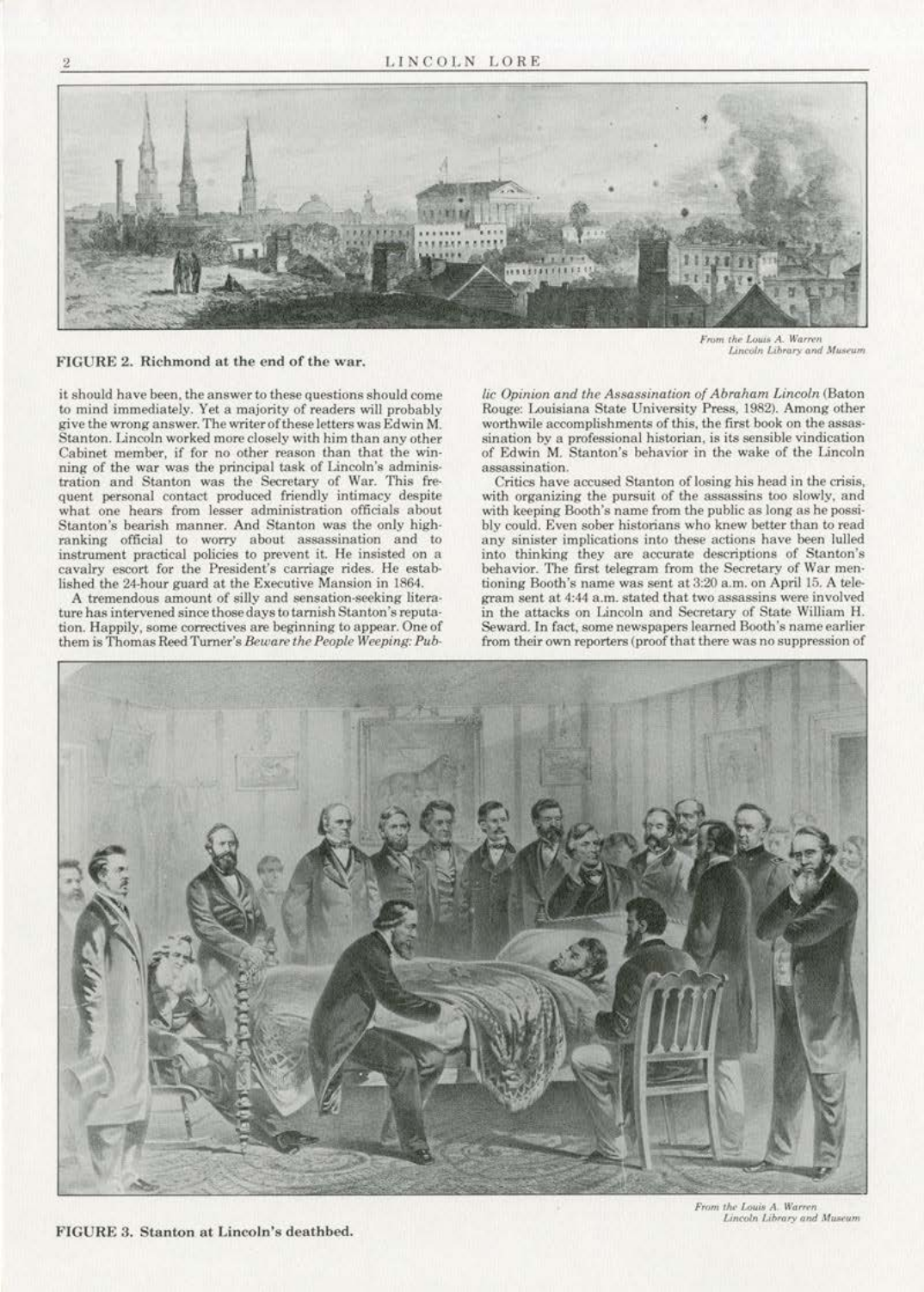From the Louis A. Warren Lincoln Library and Museum

FIGURE 2. Richmond at the end of the war.

it should have been, the answer to these questions should come to mind immediately. Yet a majority of readers will probably give the wrong answer. The writer of these letters was Edwin M. Stanton. Lincoln worked more closely with him than any other Cabinet member, if for no other reason than that the winning of the war was the principal task of Lincoln's administration and Stanton was the Secretary of War. This frequent personal contact produced friendly intimacy despite what one hears from lesser administration officials about Stanton's bearish manner. And Stanton was the only high-ranking official to worry about assassination and to instrument practical policies to prevent it. He insisted on a cavalry escort for the President's carriage rides. He established the 24-hour guard at the Executive Mansion in 1864.

A tremendous amount of silly and sensation-seeking literature has intervened since those days to tarnish Stanton's reputation. Happily, some correctives are beginning to appear. One of them is Thomas Reed Turner's *Beware the People Weeping: Public Opinion and the Assassination of Abraham Lincoln* (Baton Rouge: Louisiana State University Press, 1982). Among other worthwile accomplishments of this, the first book on the assassination by a professional historian, is its sensible vindication of Edwin M. Stanton's behavior in the wake of the Lincoln assassination.

Critics have accused Stanton of losing his head in the crisis, with organizing the pursuit of the assassins too slowly, and with keeping Booth's name from the public as long as he possibly could. Even sober historians who knew better than to read any sinister implications into these actions have been lulled into thinking they are accurate descriptions of Stanton's behavior. The first telegram from the Secretary of War mentioning Booth's name was sent at 3:20 a.m. on April 15. A telegram sent at 4:44 a.m. stated that two assassins were involved in the attacks on Lincoln and Secretary of State William H. Seward. In fact, some newspapers learned Booth's name earlier from their own reporters (proof that there was no suppression of

From the Louis A. Warren Lincoln Library and Museum

FIGURE 3. Stanton at Lincoln's deathbed.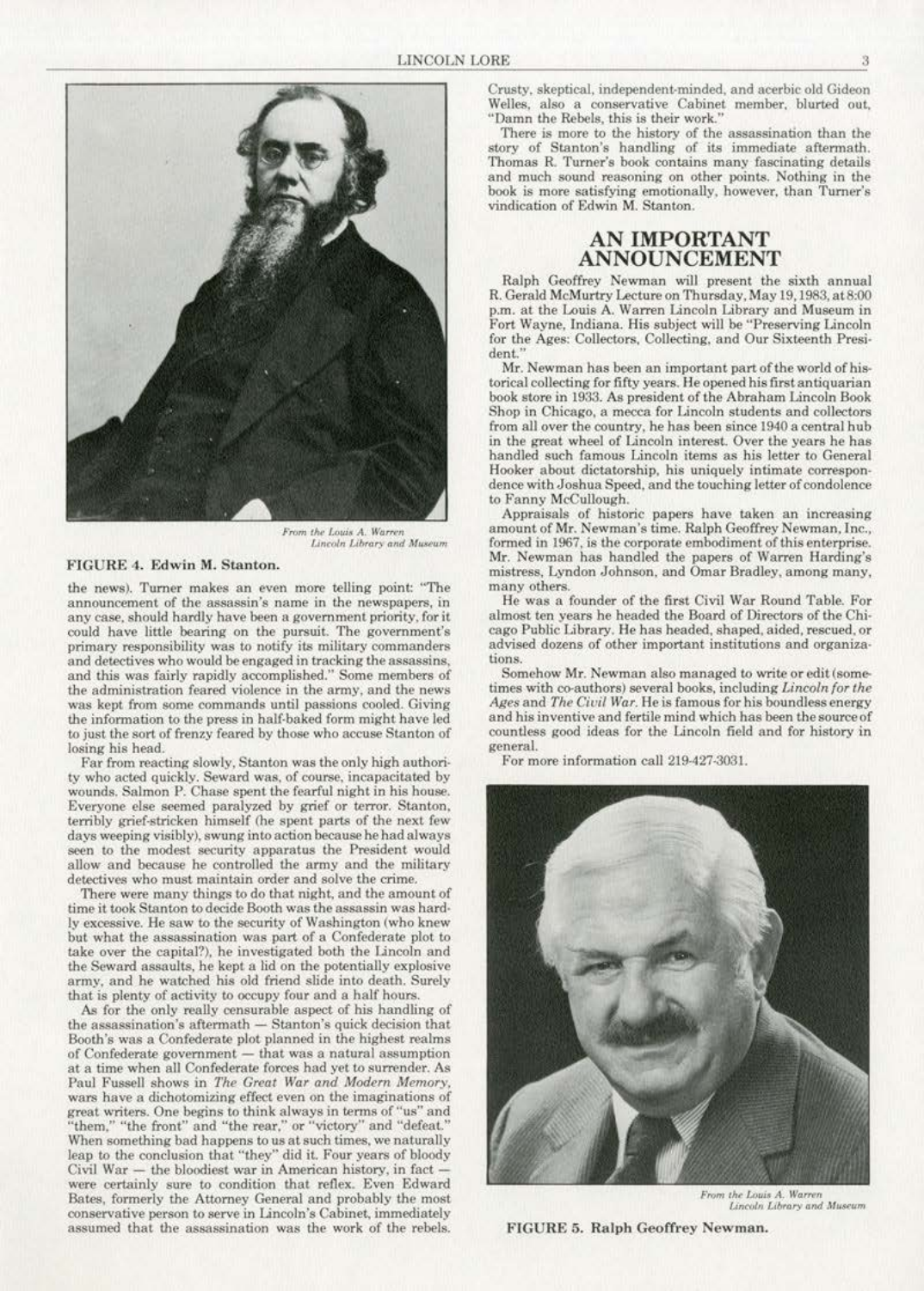From the Louis A. Warren Lincoln Library and Museum

**FIGURE 4. Edwin M. Stanton.**

the news). Turner makes an even more telling point: "The announcement of the assassin's name in the newspapers, in any case, should hardly have been a government priority, for it could have little bearing on the pursuit. The government's primary responsibility was to notify its military commanders and detectives who would be engaged in tracking the assassins, and this was fairly rapidly accomplished." Some members of the administration feared violence in the army, and the news was kept from some commands until passions cooled. Giving the information to the press in half-baked form might have led to just the sort of frenzy feared by those who accuse Stanton of losing his head.

Far from reacting slowly, Stanton was the only high authority who acted quickly. Seward was, of course, incapacitated by wounds. Salmon P. Chase spent the fearful night in his house. Everyone else seemed paralyzed by grief or terror. Stanton, terribly grief-stricken himself (he spent parts of the next few days weeping visibly), swung into action because he had always seen to the modest security apparatus the President would allow and because he controlled the army and the military detectives who must maintain order and solve the crime.

There were many things to do that night, and the amount of time it took Stanton to decide Booth was the assassin was hardly excessive. He saw to the security of Washington (who knew but what the assassination was part of a Confederate plot to take over the capital?), he investigated both the Lincoln and the Seward assaults, he kept a lid on the potentially explosive army, and he watched his old friend slide into death. Surely that is plenty of activity to occupy four and a half hours.

As for the only really censurable aspect of his handling of the assassination's aftermath — Stanton's quick decision that Booth's was a Confederate plot planned in the highest realms of Confederate government — that was a natural assumption at a time when all Confederate forces had yet to surrender. As Paul Fussell shows in *The Great War and Modern Memory*, wars have a dichotomizing effect even on the imaginations of great writers. One begins to think always in terms of "us" and "them," "the front" and "the rear," or "victory" and "defeat." When something bad happens to us at such times, we naturally leap to the conclusion that "they" did it. Four years of bloody Civil War — the bloodiest war in American history, in fact — were certainly sure to condition that reflex. Even Edward Bates, formerly the Attorney General and probably the most conservative person to serve in Lincoln's Cabinet, immediately assumed that the assassination was the work of the rebels. Crusty, skeptical, independent-minded, and acerbic old Gideon Welles, also a conservative Cabinet member, blurted out, "Damn the Rebels, this is their work."

There is more to the history of the assassination than the story of Stanton's handling of its immediate aftermath. Thomas R. Turner's book contains many fascinating details and much sound reasoning on other points. Nothing in the book is more satisfying emotionally, however, than Turner's vindication of Edwin M. Stanton.

## AN IMPORTANT ANNOUNCEMENT

Ralph Geoffrey Newman will present the sixth annual R. Gerald McMurtry Lecture on Thursday, May 19, 1983, at 8:00 p.m. at the Louis A. Warren Lincoln Library and Museum in Fort Wayne, Indiana. His subject will be "Preserving Lincoln for the Ages: Collectors, Collecting, and Our Sixteenth President."

Mr. Newman has been an important part of the world of historical collecting for fifty years. He opened his first antiquarian book store in 1933. As president of the Abraham Lincoln Book Shop in Chicago, a mecca for Lincoln students and collectors from all over the country, he has been since 1940 a central hub in the great wheel of Lincoln interest. Over the years he has handled such famous Lincoln items as his letter to General Hooker about dictatorship, his uniquely intimate correspondence with Joshua Speed, and the touching letter of condolence to Fanny McCullough.

Appraisals of historic papers have taken an increasing amount of Mr. Newman's time. Ralph Geoffrey Newman, Inc., formed in 1967, is the corporate embodiment of this enterprise. Mr. Newman has handled the papers of Warren Harding's mistress, Lyndon Johnson, and Omar Bradley, among many, many others.

He was a founder of the first Civil War Round Table. For almost ten years he headed the Board of Directors of the Chicago Public Library. He has headed, shaped, aided, rescued, or advised dozens of other important institutions and organizations.

Somehow Mr. Newman also managed to write or edit (sometimes with co-authors) several books, including *Lincoln for the Ages* and *The Civil War*. He is famous for his boundless energy and his inventive and fertile mind which has been the source of countless good ideas for the Lincoln field and for history in general.

For more information call 219-427-3031.

From the Louis A. Warren Lincoln Library and Museum

**FIGURE 5. Ralph Geoffrey Newman.**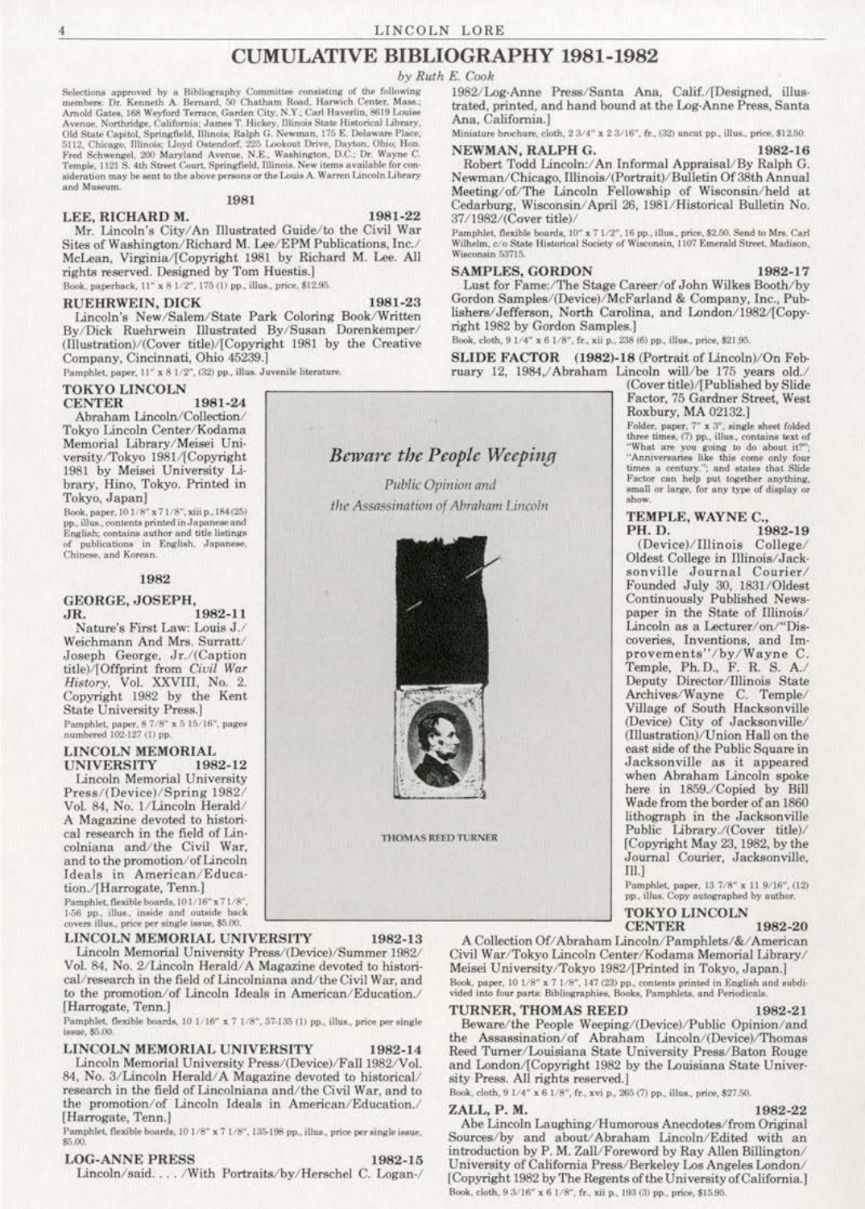## CUMULATIVE BIBLIOGRAPHY 1981-1982

*by Ruth E. Cook*

Selections approved by a Bibliography Committee consisting of the following members: Dr. Kenneth A. Bernard, 50 Chatham Road, Harwich Center, Mass.; Arnold Gates, 168 Weyford Terrace, Garden City, N.Y.; Carl Haverlin, 8619 Louise Avenue, Northridge, California; James T. Hickey, Illinois State Historical Library, Old State Capitol, Springfield, Illinois; Ralph G. Newman, 175 E. Delaware Place, 5112, Chicago, Illinois; Lloyd Ostendorf, 225 Lookout Drive, Dayton, Ohio; Hon. Fred Schwengel, 200 Maryland Avenue, N.E., Washington, D.C.; Dr. Wayne C. Temple, 1121 S. 4th Street Court, Springfield, Illinois. New items available for consideration may be sent to the above persons or the Louis A. Warren Lincoln Library and Museum.

### 1981

**LEE, RICHARD M.** 1981-22

Mr. Lincoln's City/An Illustrated Guide/to the Civil War Sites of Washington/Richard M. Lee/EPM Publications, Inc./McLean, Virginia/[Copyright 1981 by Richard M. Lee. All rights reserved. Designed by Tom Huestis.]

Book, paperback, 11" x 8 1/2", 175 (1) pp., illus., price, $12.95.

**RUEHRWEIN, DICK** 1981-23

Lincoln's New/Salem/State Park Coloring Book/Written By/Dick Ruehrwein Illustrated By/Susan Dorenkemper/(Illustration)/(Cover title)/[Copyright 1981 by the Creative Company, Cincinnati, Ohio 45239.]

Pamphlet, paper, 11" x 8 1/2", (32) pp., illus. Juvenile literature.

**TOKYO LINCOLN CENTER** 1981-24

Abraham Lincoln/Collection/Tokyo Lincoln Center/Kodama Memorial Library/Meisei University/Tokyo 1981/[Copyright 1981 by Meisei University Library, Hino, Tokyo. Printed in Tokyo, Japan]

Book, paper, 10 1/8" x 7 1/8", xiii p., 184 (25) pp., illus., contents printed in Japanese and English; contains author and title listings of publications in English, Japanese, Chinese, and Korean.

### 1982

**GEORGE, JOSEPH, JR.** 1982-11

Nature's First Law: Louis J./Weichmann And Mrs. Surratt/Joseph George, Jr./(Caption title)/[Offprint from *Civil War History*, Vol. XXVIII, No. 2. Copyright 1982 by the Kent State University Press.]

Pamphlet, paper, 8 7/8" x 5 15/16", pages numbered 102-127 (1) pp.

**LINCOLN MEMORIAL UNIVERSITY** 1982-12

Lincoln Memorial University Press/(Device)/Spring 1982/Vol. 84, No. 1/Lincoln Herald/A Magazine devoted to historical research in the field of Lincolniana and/the Civil War, and to the promotion/of Lincoln Ideals in American/Education./[Harrogate, Tenn.]

Pamphlet, flexible boards, 10 1/16" x 7 1/8", 1-56 pp., illus., inside and outside back covers illus., price per single issue, $5.00.

**LINCOLN MEMORIAL UNIVERSITY** 1982-13

Lincoln Memorial University Press/(Device)/Summer 1982/Vol. 84, No. 2/Lincoln Herald/A Magazine devoted to historical/research in the field of Lincolniana and/the Civil War, and to the promotion of Lincoln Ideals in American/Education./[Harrogate, Tenn.]

Pamphlet, flexible boards, 10 1/16" x 7 1/8", 57-135 (1) pp., illus., price per single issue, $5.00.

**LINCOLN MEMORIAL UNIVERSITY** 1982-14

Lincoln Memorial University Press/(Device)/Fall 1982/Vol. 84, No. 3/Lincoln Herald/A Magazine devoted to historical/research in the field of Lincolniana and/the Civil War, and to the promotion/of Lincoln Ideals in American/Education./[Harrogate, Tenn.]

Pamphlet, flexible boards, 10 1/8" x 7 1/8", 135-198 pp., illus., price per single issue, $5.00.

**LOG-ANNE PRESS** 1982-15

Lincoln/said. . . . /With Portraits/by/Herschel C. Logan-/1982/Log-Anne Press/Santa Ana, Calif./[Designed, illustrated, printed, and hand bound at the Log-Anne Press, Santa Ana, California.]

Miniature brochure, cloth, 2 3/4" x 2 3/16", fr., (32) uncut pp., illus., price, $12.50.

**NEWMAN, RALPH G.** 1982-16

Robert Todd Lincoln:/An Informal Appraisal/By Ralph G. Newman/Chicago, Illinois/(Portrait)/Bulletin Of 38th Annual Meeting/of/The Lincoln Fellowship of Wisconsin/held at Cedarburg, Wisconsin/April 26, 1981/Historical Bulletin No. 37/1982/(Cover title)/

Pamphlet, flexible boards, 10" x 7 1/2", 16 pp., illus., price, $2.50. Send to Mrs. Carl Wilhelm, c/o State Historical Society of Wisconsin, 1107 Emerald Street, Madison, Wisconsin 53715.

**SAMPLES, GORDON** 1982-17

Lust for Fame:/The Stage Career/of John Wilkes Booth/by Gordon Samples/(Device)/McFarland & Company, Inc., Publishers/Jefferson, North Carolina, and London/1982/[Copyright 1982 by Gordon Samples.]

Book, cloth, 9 1/4" x 6 1/8", fr., xii p., 238 (6) pp., illus., price, $21.95.

**SLIDE FACTOR** (1982)-18 (Portrait of Lincoln)/On February 12, 1984,/Abraham Lincoln will/be 175 years old./(Cover title)/[Published by Slide Factor, 75 Gardner Street, West Roxbury, MA 02132.]

Folder, paper, 7" x 3", single sheet folded three times, (7) pp., illus., contains text of "What are you going to do about it?"; "Anniversaries like this come only four times a century."; and states that Slide Factor can help put together anything, small or large, for any type of display or show.

**TEMPLE, WAYNE C., PH. D.** 1982-19

(Device)/Illinois College/Oldest College in Illinois/Jacksonville Journal Courier/Founded July 30, 1831/Oldest Continuously Published Newspaper in the State of Illinois/Lincoln as a Lecturer/on/"Discoveries, Inventions, and Improvements"/by/Wayne C. Temple, Ph.D., F. R. S. A./Deputy Director/Illinois State Archives/Wayne C. Temple/Village of South Hacksonville (Device) City of Jacksonville/(Illustration)/Union Hall on the east side of the Public Square in Jacksonville as it appeared when Abraham Lincoln spoke here in 1859./Copied by Bill Wade from the border of an 1860 lithograph in the Jacksonville Public Library./(Cover title)/[Copyright May 23, 1982, by the Journal Courier, Jacksonville, Ill.]

Pamphlet, paper, 13 7/8" x 11 9/16", (12) pp., illus. Copy autographed by author.

**TOKYO LINCOLN CENTER** 1982-20

A Collection Of/Abraham Lincoln/Pamphlets/&/American Civil War/Tokyo Lincoln Center/Kodama Memorial Library/Meisei University/Tokyo 1982/[Printed in Tokyo, Japan.]

Book, paper, 10 1/8" x 7 1/8", 147 (23) pp., contents printed in English and subdivided into four parts: Bibliographies, Books, Pamphlets, and Periodicals.

**TURNER, THOMAS REED** 1982-21

Beware/the People Weeping/(Device)/Public Opinion/and the Assassination/of Abraham Lincoln/(Device)/Thomas Reed Turner/Louisiana State University Press/Baton Rouge and London/[Copyright 1982 by the Louisiana State University Press. All rights reserved.]

Book, cloth, 9 1/4" x 6 1/8", xvi p., 265 (7) pp., illus., price, $27.50.

**ZALL, P. M.** 1982-22

Abe Lincoln Laughing/Humorous Anecdotes/from Original Sources/by and about/Abraham Lincoln/Edited with an introduction by P. M. Zall/Foreword by Ray Allen Billington/University of California Press/Berkeley Los Angeles London/[Copyright 1982 by The Regents of the University of California.]

Book, cloth, 9 3/16" x 6 1/8", fr., xii p., 193 (3) pp., price, $15.95.

*Beware the People Weeping*

*Public Opinion and the Assassination of Abraham Lincoln*

THOMAS REED TURNER